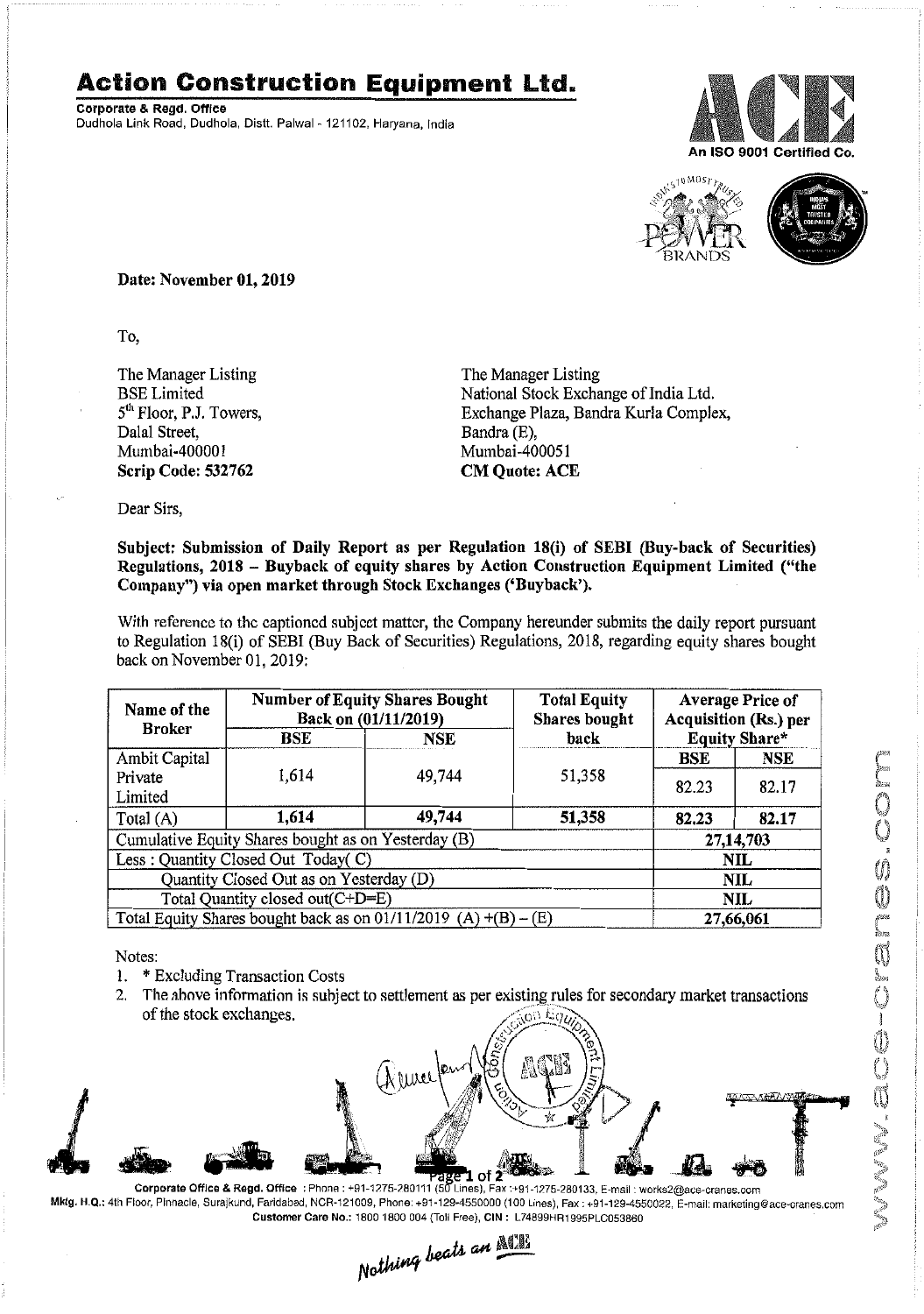# Action Construction Equipment Ltd.

**Corporate & Regd. Office**
Dudhola Link Road, Dudhola, Distt. Palwal - 121102, Haryana, India

An ISO 9001 Certified Co.

**Date: November 01, 2019**

To,

The Manager Listing
BSE Limited
5th Floor, P.J. Towers,
Dalal Street,
Mumbai-400001
**Scrip Code: 532762**

The Manager Listing
National Stock Exchange of India Ltd.
Exchange Plaza, Bandra Kurla Complex,
Bandra (E),
Mumbai-400051
**CM Quote: ACE**

Dear Sirs,

**Subject: Submission of Daily Report as per Regulation 18(i) of SEBI (Buy-back of Securities) Regulations, 2018 – Buyback of equity shares by Action Construction Equipment Limited ("the Company") via open market through Stock Exchanges ('Buyback').**

With reference to the captioned subject matter, the Company hereunder submits the daily report pursuant to Regulation 18(i) of SEBI (Buy Back of Securities) Regulations, 2018, regarding equity shares bought back on November 01, 2019:

| Name of the Broker | Number of Equity Shares Bought Back on (01/11/2019) | | Total Equity Shares bought back | Average Price of Acquisition (Rs.) per Equity Share* | |
|---|---|---|---|---|---|
| | **BSE** | **NSE** | | **BSE** | **NSE** |
| Ambit Capital Private Limited | 1,614 | 49,744 | 51,358 | 82.23 | 82.17 |
| Total (A) | **1,614** | **49,744** | **51,358** | **82.23** | **82.17** |
| Cumulative Equity Shares bought as on Yesterday (B) | | | | **27,14,703** | |
| Less : Quantity Closed Out Today( C) | | | | **NIL** | |
| Quantity Closed Out as on Yesterday (D) | | | | **NIL** | |
| Total Quantity closed out(C+D=E) | | | | **NIL** | |
| Total Equity Shares bought back as on 01/11/2019 (A) +(B) – (E) | | | | **27,66,061** | |

Notes:

1. * Excluding Transaction Costs
2. The above information is subject to settlement as per existing rules for secondary market transactions of the stock exchanges.

**Corporate Office & Regd. Office** : Phone : +91-1275-280111 (50 Lines), Fax :+91-1275-280133, E-mail : works2@ace-cranes.com
**Mktg. H.Q.:** 4th Floor, Pinnacle, Surajkund, Faridabad, NCR-121009, Phone: +91-129-4550000 (100 Lines), Fax : +91-129-4550022, E-mail: marketing@ace-cranes.com
**Customer Care No.:** 1800 1800 004 (Toll Free), **CIN :** L74899HR1995PLC053860

*Nothing beats an ACE*

www.ace-cranes.com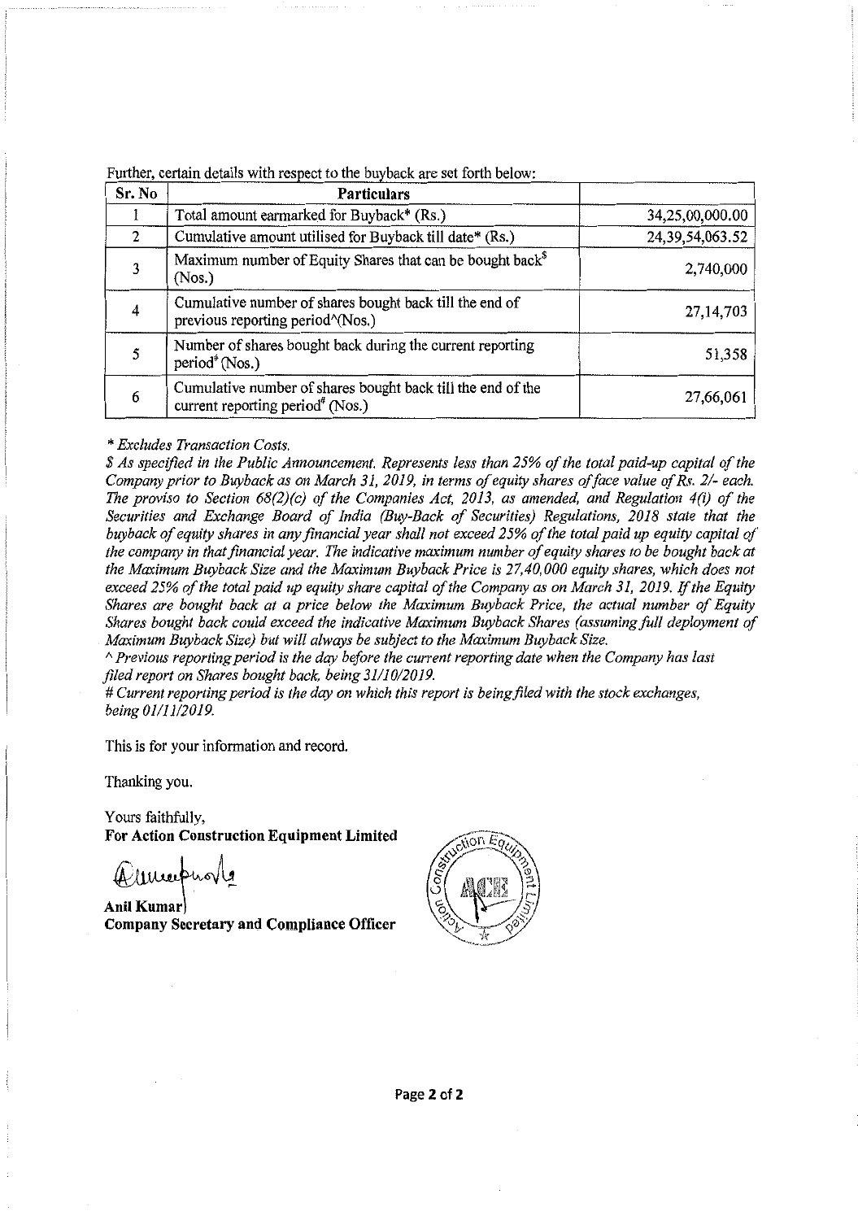Further, certain details with respect to the buyback are set forth below:

| Sr. No | Particulars | |
|---|---|---|
| 1 | Total amount earmarked for Buyback* (Rs.) | 34,25,00,000.00 |
| 2 | Cumulative amount utilised for Buyback till date* (Rs.) | 24,39,54,063.52 |
| 3 | Maximum number of Equity Shares that can be bought back$ (Nos.) | 2,740,000 |
| 4 | Cumulative number of shares bought back till the end of previous reporting period^(Nos.) | 27,14,703 |
| 5 | Number of shares bought back during the current reporting period# (Nos.) | 51,358 |
| 6 | Cumulative number of shares bought back till the end of the current reporting period# (Nos.) | 27,66,061 |

*\* Excludes Transaction Costs.*

*$ As specified in the Public Announcement. Represents less than 25% of the total paid-up capital of the Company prior to Buyback as on March 31, 2019, in terms of equity shares of face value of Rs. 2/- each. The proviso to Section 68(2)(c) of the Companies Act, 2013, as amended, and Regulation 4(i) of the Securities and Exchange Board of India (Buy-Back of Securities) Regulations, 2018 state that the buyback of equity shares in any financial year shall not exceed 25% of the total paid up equity capital of the company in that financial year. The indicative maximum number of equity shares to be bought back at the Maximum Buyback Size and the Maximum Buyback Price is 27,40,000 equity shares, which does not exceed 25% of the total paid up equity share capital of the Company as on March 31, 2019. If the Equity Shares are bought back at a price below the Maximum Buyback Price, the actual number of Equity Shares bought back could exceed the indicative Maximum Buyback Shares (assuming full deployment of Maximum Buyback Size) but will always be subject to the Maximum Buyback Size.*

*^ Previous reporting period is the day before the current reporting date when the Company has last filed report on Shares bought back, being 31/10/2019.*

*# Current reporting period is the day on which this report is being filed with the stock exchanges, being 01/11/2019.*

This is for your information and record.

Thanking you.

Yours faithfully,
**For Action Construction Equipment Limited**

**Anil Kumar**
**Company Secretary and Compliance Officer**